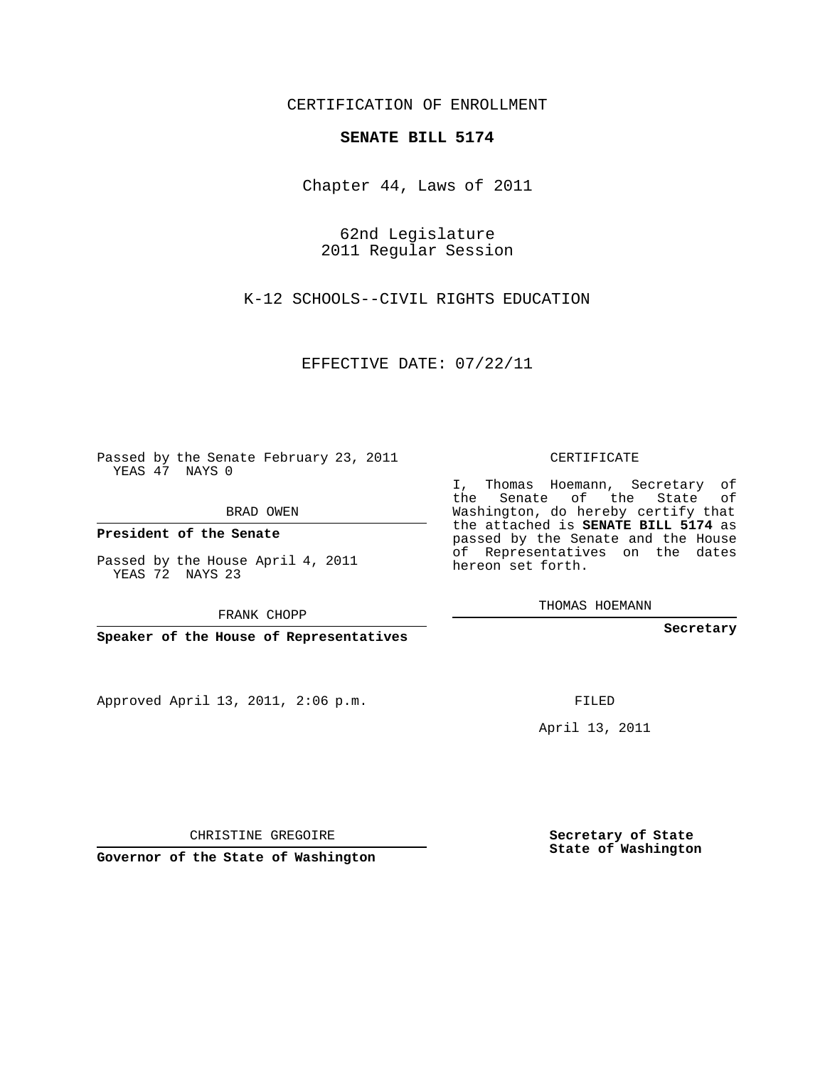CERTIFICATION OF ENROLLMENT

**SENATE BILL 5174**

Chapter 44, Laws of 2011

62nd Legislature
2011 Regular Session

K-12 SCHOOLS--CIVIL RIGHTS EDUCATION

EFFECTIVE DATE: 07/22/11

Passed by the Senate February 23, 2011
YEAS 47 NAYS 0

BRAD OWEN

**President of the Senate**

Passed by the House April 4, 2011
YEAS 72 NAYS 23

FRANK CHOPP

**Speaker of the House of Representatives**

Approved April 13, 2011, 2:06 p.m.

CHRISTINE GREGOIRE

**Governor of the State of Washington**

CERTIFICATE

I, Thomas Hoemann, Secretary of the Senate of the State of Washington, do hereby certify that the attached is **SENATE BILL 5174** as passed by the Senate and the House of Representatives on the dates hereon set forth.

THOMAS HOEMANN

**Secretary**

FILED

April 13, 2011

**Secretary of State**
**State of Washington**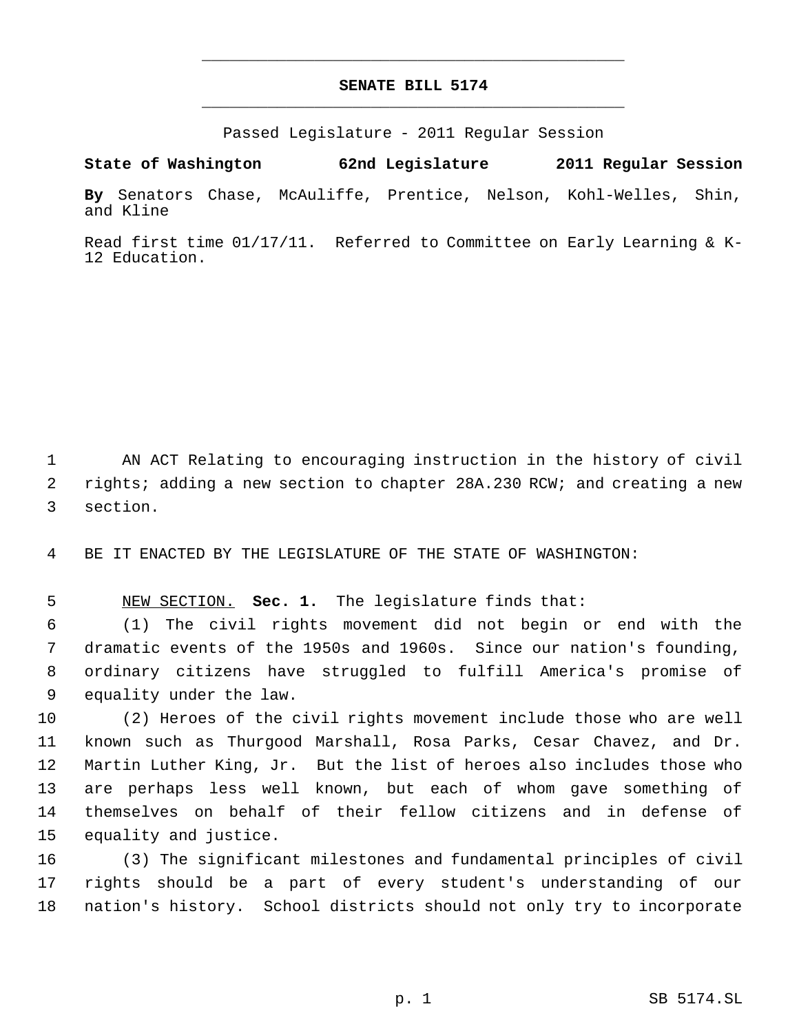# SENATE BILL 5174

Passed Legislature - 2011 Regular Session

**State of Washington 62nd Legislature 2011 Regular Session**

**By** Senators Chase, McAuliffe, Prentice, Nelson, Kohl-Welles, Shin, and Kline

Read first time 01/17/11. Referred to Committee on Early Learning & K-12 Education.

AN ACT Relating to encouraging instruction in the history of civil rights; adding a new section to chapter 28A.230 RCW; and creating a new section.

BE IT ENACTED BY THE LEGISLATURE OF THE STATE OF WASHINGTON:

NEW SECTION. **Sec. 1.** The legislature finds that:

(1) The civil rights movement did not begin or end with the dramatic events of the 1950s and 1960s. Since our nation's founding, ordinary citizens have struggled to fulfill America's promise of equality under the law.

(2) Heroes of the civil rights movement include those who are well known such as Thurgood Marshall, Rosa Parks, Cesar Chavez, and Dr. Martin Luther King, Jr. But the list of heroes also includes those who are perhaps less well known, but each of whom gave something of themselves on behalf of their fellow citizens and in defense of equality and justice.

(3) The significant milestones and fundamental principles of civil rights should be a part of every student's understanding of our nation's history. School districts should not only try to incorporate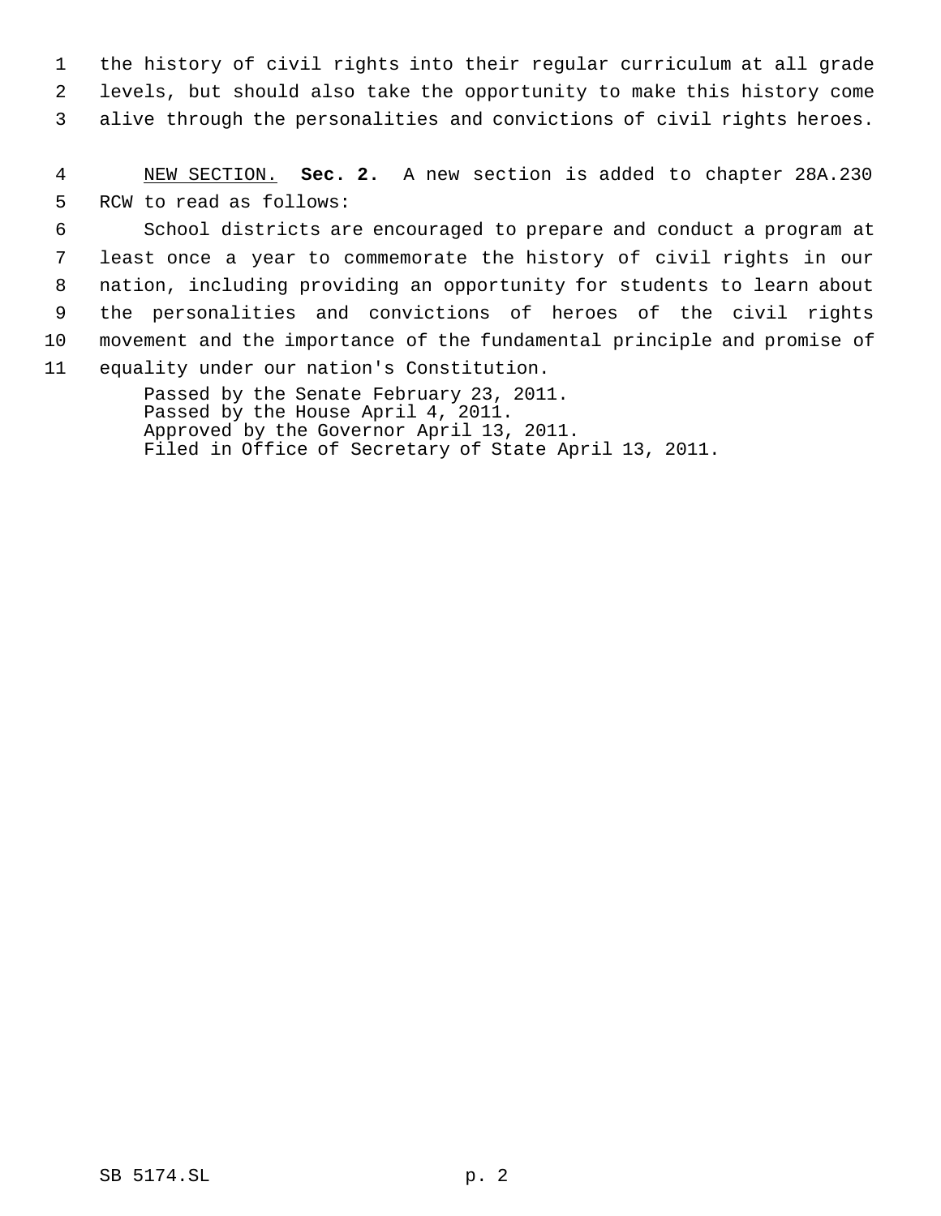the history of civil rights into their regular curriculum at all grade levels, but should also take the opportunity to make this history come alive through the personalities and convictions of civil rights heroes.

NEW SECTION. **Sec. 2.** A new section is added to chapter 28A.230 RCW to read as follows:

School districts are encouraged to prepare and conduct a program at least once a year to commemorate the history of civil rights in our nation, including providing an opportunity for students to learn about the personalities and convictions of heroes of the civil rights movement and the importance of the fundamental principle and promise of equality under our nation's Constitution.

Passed by the Senate February 23, 2011.
Passed by the House April 4, 2011.
Approved by the Governor April 13, 2011.
Filed in Office of Secretary of State April 13, 2011.